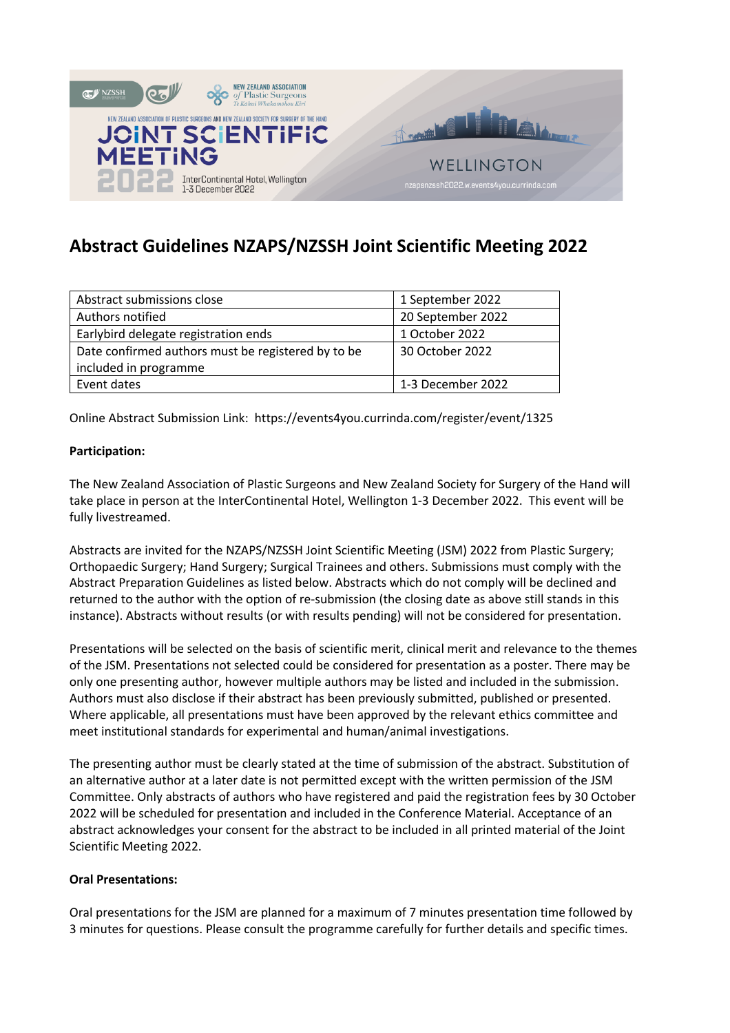# Abstract Guidelines NZAPS/NZSSH Joint Scientific Meeting 2022

| Abstract submissions close | 1 September 2022 |
|---|---|
| Authors notified | 20 September 2022 |
| Earlybird delegate registration ends | 1 October 2022 |
| Date confirmed authors must be registered by to be included in programme | 30 October 2022 |
| Event dates | 1-3 December 2022 |

Online Abstract Submission Link: https://events4you.currinda.com/register/event/1325

**Participation:**

The New Zealand Association of Plastic Surgeons and New Zealand Society for Surgery of the Hand will take place in person at the InterContinental Hotel, Wellington 1-3 December 2022. This event will be fully livestreamed.

Abstracts are invited for the NZAPS/NZSSH Joint Scientific Meeting (JSM) 2022 from Plastic Surgery; Orthopaedic Surgery; Hand Surgery; Surgical Trainees and others. Submissions must comply with the Abstract Preparation Guidelines as listed below. Abstracts which do not comply will be declined and returned to the author with the option of re-submission (the closing date as above still stands in this instance). Abstracts without results (or with results pending) will not be considered for presentation.

Presentations will be selected on the basis of scientific merit, clinical merit and relevance to the themes of the JSM. Presentations not selected could be considered for presentation as a poster. There may be only one presenting author, however multiple authors may be listed and included in the submission. Authors must also disclose if their abstract has been previously submitted, published or presented. Where applicable, all presentations must have been approved by the relevant ethics committee and meet institutional standards for experimental and human/animal investigations.

The presenting author must be clearly stated at the time of submission of the abstract. Substitution of an alternative author at a later date is not permitted except with the written permission of the JSM Committee. Only abstracts of authors who have registered and paid the registration fees by 30 October 2022 will be scheduled for presentation and included in the Conference Material. Acceptance of an abstract acknowledges your consent for the abstract to be included in all printed material of the Joint Scientific Meeting 2022.

**Oral Presentations:**

Oral presentations for the JSM are planned for a maximum of 7 minutes presentation time followed by 3 minutes for questions. Please consult the programme carefully for further details and specific times.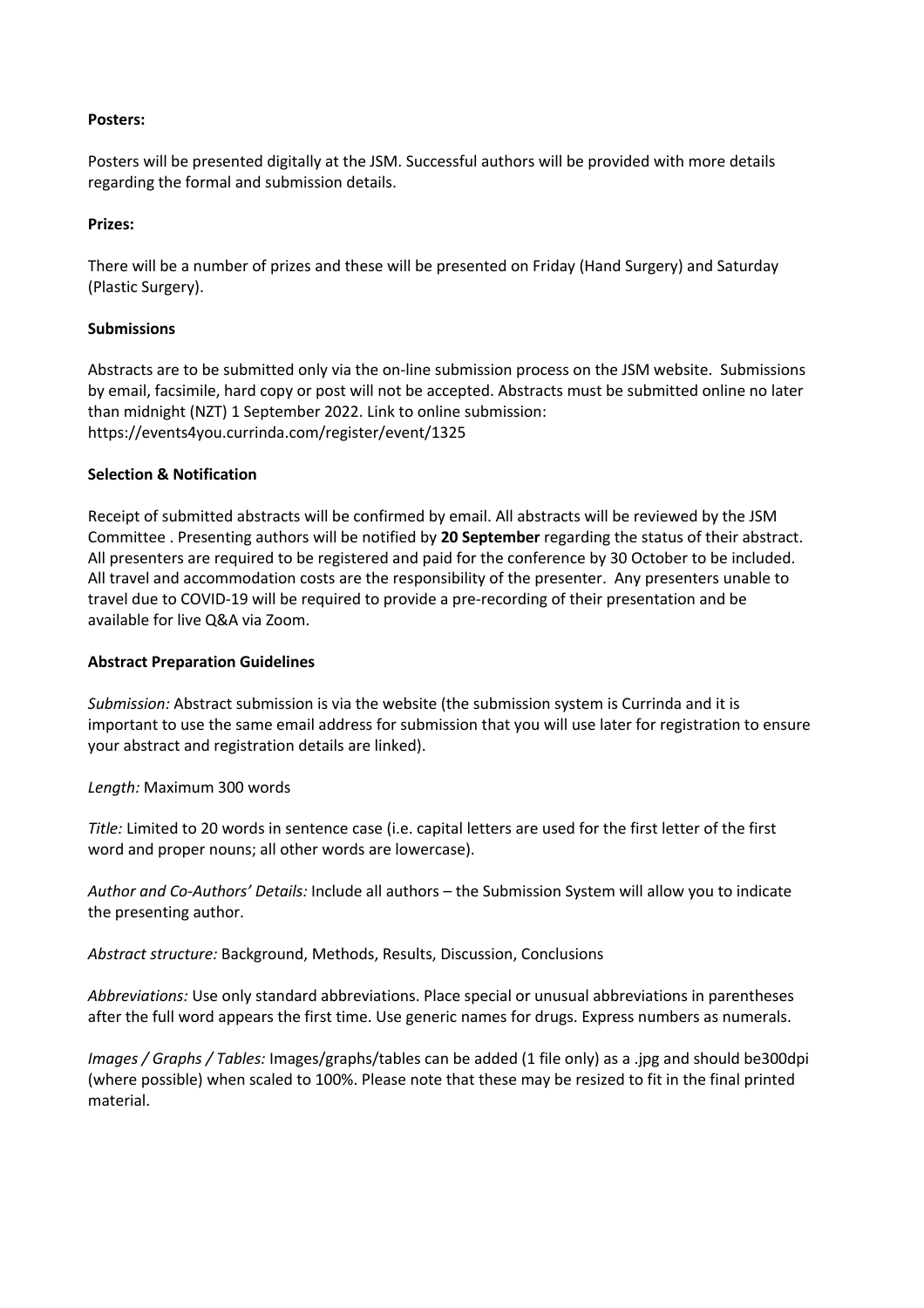**Posters:**

Posters will be presented digitally at the JSM. Successful authors will be provided with more details regarding the formal and submission details.

**Prizes:**

There will be a number of prizes and these will be presented on Friday (Hand Surgery) and Saturday (Plastic Surgery).

**Submissions**

Abstracts are to be submitted only via the on-line submission process on the JSM website. Submissions by email, facsimile, hard copy or post will not be accepted. Abstracts must be submitted online no later than midnight (NZT) 1 September 2022. Link to online submission: https://events4you.currinda.com/register/event/1325

**Selection & Notification**

Receipt of submitted abstracts will be confirmed by email. All abstracts will be reviewed by the JSM Committee . Presenting authors will be notified by **20 September** regarding the status of their abstract. All presenters are required to be registered and paid for the conference by 30 October to be included. All travel and accommodation costs are the responsibility of the presenter. Any presenters unable to travel due to COVID-19 will be required to provide a pre-recording of their presentation and be available for live Q&A via Zoom.

**Abstract Preparation Guidelines**

*Submission:* Abstract submission is via the website (the submission system is Currinda and it is important to use the same email address for submission that you will use later for registration to ensure your abstract and registration details are linked).

*Length:* Maximum 300 words

*Title:* Limited to 20 words in sentence case (i.e. capital letters are used for the first letter of the first word and proper nouns; all other words are lowercase).

*Author and Co-Authors' Details:* Include all authors – the Submission System will allow you to indicate the presenting author.

*Abstract structure:* Background, Methods, Results, Discussion, Conclusions

*Abbreviations:* Use only standard abbreviations. Place special or unusual abbreviations in parentheses after the full word appears the first time. Use generic names for drugs. Express numbers as numerals.

*Images / Graphs / Tables:* Images/graphs/tables can be added (1 file only) as a .jpg and should be300dpi (where possible) when scaled to 100%. Please note that these may be resized to fit in the final printed material.